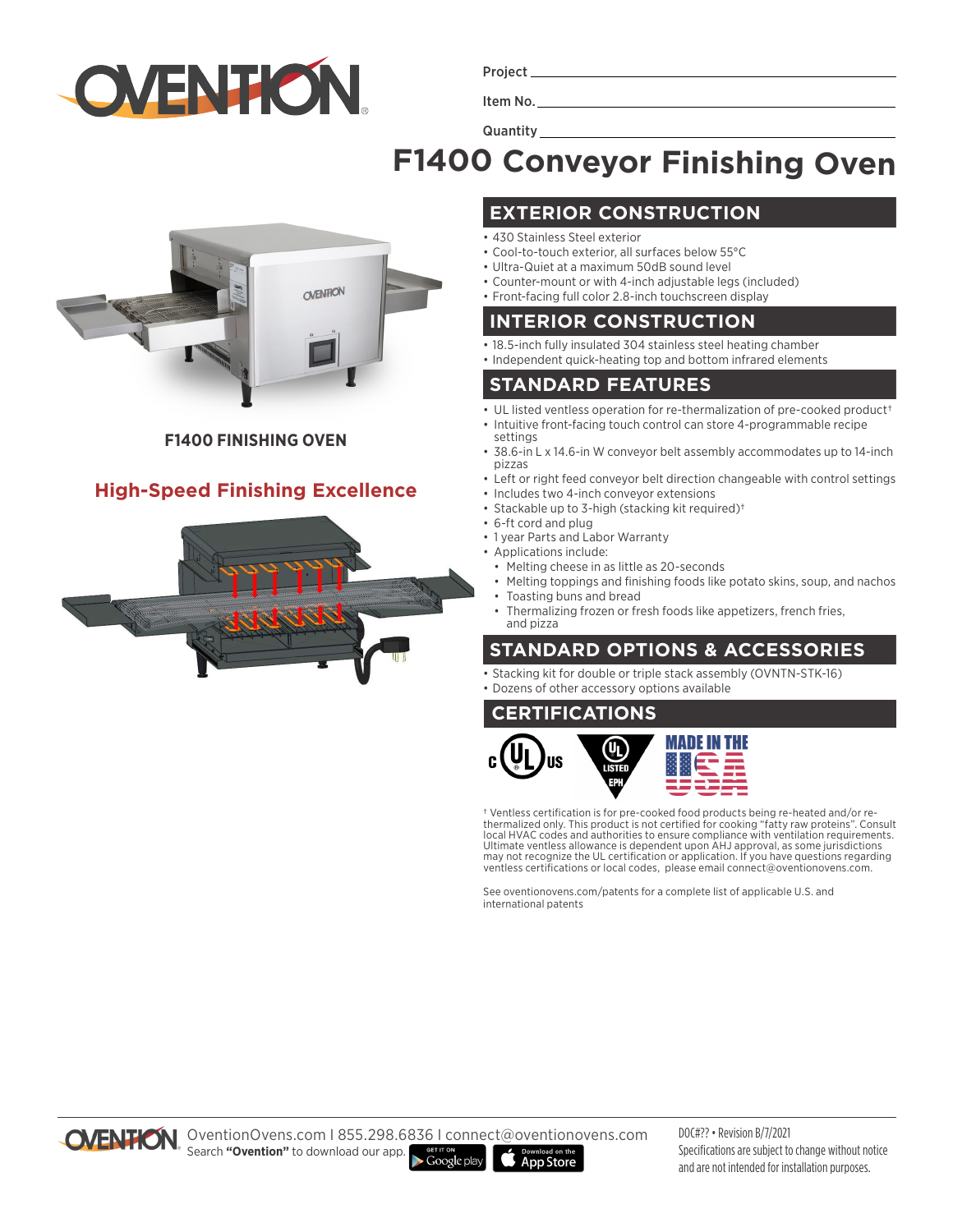Project

Item No.

Quantity

# F1400 Conveyor Finishing Oven

**F1400 FINISHING OVEN**

## High-Speed Finishing Excellence

## EXTERIOR CONSTRUCTION

- 430 Stainless Steel exterior
- Cool-to-touch exterior, all surfaces below 55°C
- Ultra-Quiet at a maximum 50dB sound level
- Counter-mount or with 4-inch adjustable legs (included)
- Front-facing full color 2.8-inch touchscreen display

## INTERIOR CONSTRUCTION

- 18.5-inch fully insulated 304 stainless steel heating chamber
- Independent quick-heating top and bottom infrared elements

## STANDARD FEATURES

- UL listed ventless operation for re-thermalization of pre-cooked product†
- Intuitive front-facing touch control can store 4-programmable recipe settings
- 38.6-in L x 14.6-in W conveyor belt assembly accommodates up to 14-inch pizzas
- Left or right feed conveyor belt direction changeable with control settings
- Includes two 4-inch conveyor extensions
- Stackable up to 3-high (stacking kit required)†
- 6-ft cord and plug
- 1 year Parts and Labor Warranty
- Applications include:
  - Melting cheese in as little as 20-seconds
  - Melting toppings and finishing foods like potato skins, soup, and nachos
  - Toasting buns and bread
  - Thermalizing frozen or fresh foods like appetizers, french fries, and pizza

## STANDARD OPTIONS & ACCESSORIES

- Stacking kit for double or triple stack assembly (OVNTN-STK-16)
- Dozens of other accessory options available

## CERTIFICATIONS

c UL us | UL LISTED EPH | MADE IN THE USA

† Ventless certification is for pre-cooked food products being re-heated and/or re-thermalized only. This product is not certified for cooking "fatty raw proteins". Consult local HVAC codes and authorities to ensure compliance with ventilation requirements. Ultimate ventless allowance is dependent upon AHJ approval, as some jurisdictions may not recognize the UL certification or application. If you have questions regarding ventless certifications or local codes, please email connect@oventionovens.com.

See oventionovens.com/patents for a complete list of applicable U.S. and international patents

OventionOvens.com I 855.298.6836 I connect@oventionovens.com
Search **"Ovention"** to download our app.

DOC#?? • Revision B/7/2021
Specifications are subject to change without notice and are not intended for installation purposes.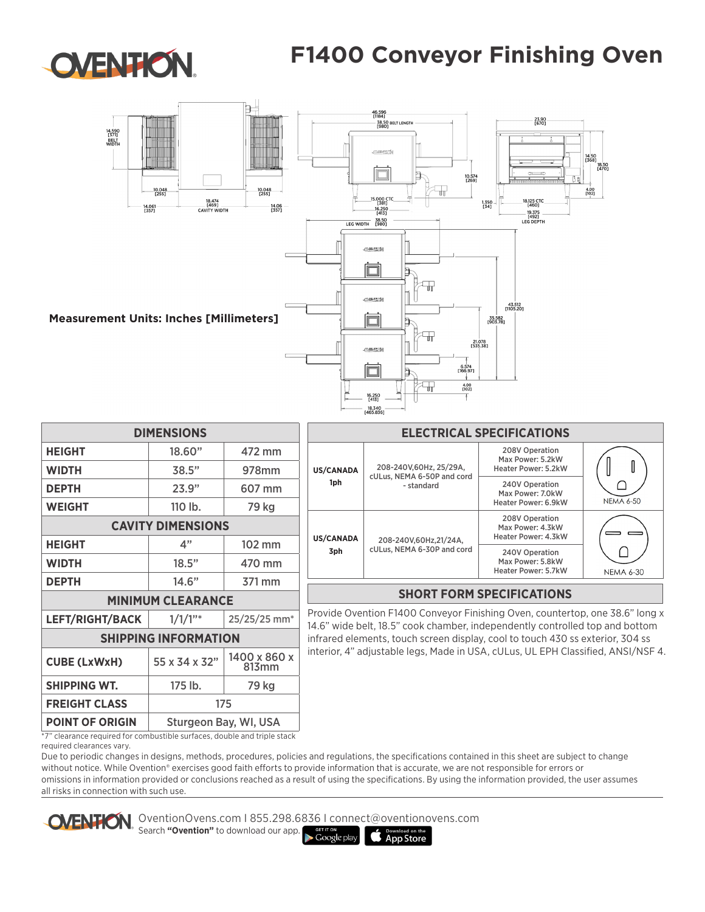# F1400 Conveyor Finishing Oven

14.590 [371] BELT WIDTH

10.048 [255]

10.048 [255]

14.061 [357]

18.474 [469] CAVITY WIDTH

14.06 [357]

46.596 [1184]

38.50 [980] BELT LENGTH

10.574 [269]

15.000 CTC [381]

16.250 [413]

38.50 [980] LEG WIDTH

1.350 [34]

23.90 [670]

14.50 [368]

18.50 [470]

4.00 [102]

18.125 CTC [460]

19.375 [492] LEG DEPTH

43.512 [1105.20]

35.582 [903.78]

21.078 [535.38]

6.574 [166.97]

4.00 [102]

16.250 [413]

18.340 [465.836]

**Measurement Units: Inches [Millimeters]**

| DIMENSIONS | | |
|---|---|---|
| **HEIGHT** | 18.60" | 472 mm |
| **WIDTH** | 38.5" | 978mm |
| **DEPTH** | 23.9" | 607 mm |
| **WEIGHT** | 110 lb. | 79 kg |
| **CAVITY DIMENSIONS** | | |
| **HEIGHT** | 4" | 102 mm |
| **WIDTH** | 18.5" | 470 mm |
| **DEPTH** | 14.6" | 371 mm |
| **MINIMUM CLEARANCE** | | |
| **LEFT/RIGHT/BACK** | 1/1/1"* | 25/25/25 mm* |
| **SHIPPING INFORMATION** | | |
| **CUBE (LxWxH)** | 55 x 34 x 32" | 1400 x 860 x 813mm |
| **SHIPPING WT.** | 175 lb. | 79 kg |
| **FREIGHT CLASS** | 175 | |
| **POINT OF ORIGIN** | Sturgeon Bay, WI, USA | |

*7" clearance required for combustible surfaces, double and triple stack required clearances vary.

| ELECTRICAL SPECIFICATIONS | | | |
|---|---|---|---|
| **US/CANADA 1ph** | 208-240V,60Hz, 25/29A, cULus, NEMA 6-50P and cord - standard | 208V Operation Max Power: 5.2kW Heater Power: 5.2kW | NEMA 6-50 |
| | | 240V Operation Max Power: 7.0kW Heater Power: 6.9kW | |
| **US/CANADA 3ph** | 208-240V,60Hz,21/24A, cULus, NEMA 6-30P and cord | 208V Operation Max Power: 4.3kW Heater Power: 4.3kW | NEMA 6-30 |
| | | 240V Operation Max Power: 5.8kW Heater Power: 5.7kW | |

## SHORT FORM SPECIFICATIONS

Provide Ovention F1400 Conveyor Finishing Oven, countertop, one 38.6" long x 14.6" wide belt, 18.5" cook chamber, independently controlled top and bottom infrared elements, touch screen display, cool to touch 430 ss exterior, 304 ss interior, 4" adjustable legs, Made in USA, cULus, UL EPH Classified, ANSI/NSF 4.

Due to periodic changes in designs, methods, procedures, policies and regulations, the specifications contained in this sheet are subject to change without notice. While Ovention® exercises good faith efforts to provide information that is accurate, we are not responsible for errors or omissions in information provided or conclusions reached as a result of using the specifications. By using the information provided, the user assumes all risks in connection with such use.

OventionOvens.com I 855.298.6836 I connect@oventionovens.com

Search **"Ovention"** to download our app.